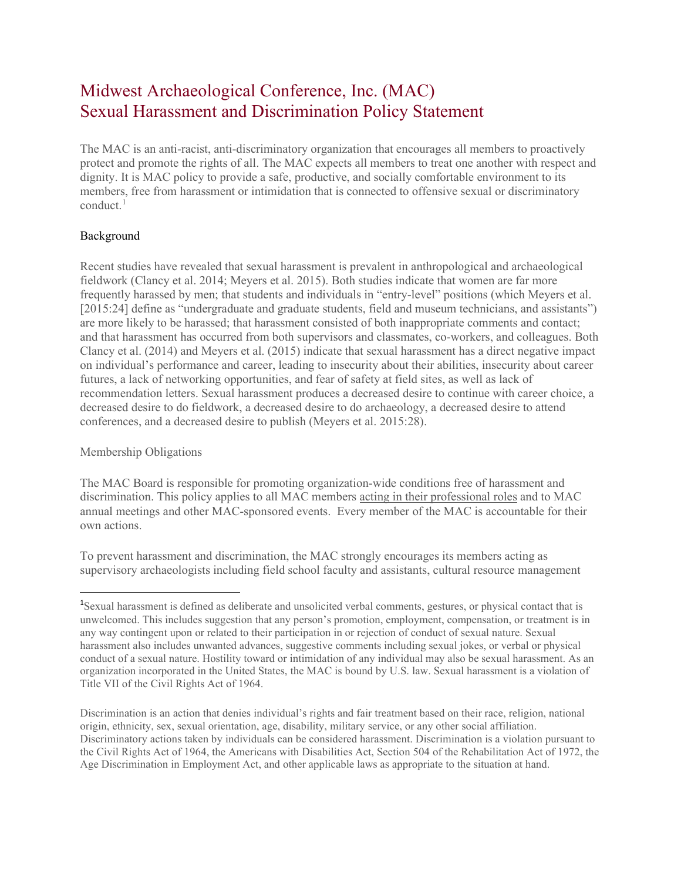# Midwest Archaeological Conference, Inc. (MAC) Sexual Harassment and Discrimination Policy Statement

The MAC is an anti-racist, anti-discriminatory organization that encourages all members to proactively protect and promote the rights of all. The MAC expects all members to treat one another with respect and dignity. It is MAC policy to provide a safe, productive, and socially comfortable environment to its members, free from harassment or intimidation that is connected to offensive sexual or discriminatory conduct.[1]

## Background

Recent studies have revealed that sexual harassment is prevalent in anthropological and archaeological fieldwork (Clancy et al. 2014; Meyers et al. 2015). Both studies indicate that women are far more frequently harassed by men; that students and individuals in "entry-level" positions (which Meyers et al. [2015:24] define as "undergraduate and graduate students, field and museum technicians, and assistants") are more likely to be harassed; that harassment consisted of both inappropriate comments and contact; and that harassment has occurred from both supervisors and classmates, co-workers, and colleagues. Both Clancy et al. (2014) and Meyers et al. (2015) indicate that sexual harassment has a direct negative impact on individual's performance and career, leading to insecurity about their abilities, insecurity about career futures, a lack of networking opportunities, and fear of safety at field sites, as well as lack of recommendation letters. Sexual harassment produces a decreased desire to continue with career choice, a decreased desire to do fieldwork, a decreased desire to do archaeology, a decreased desire to attend conferences, and a decreased desire to publish (Meyers et al. 2015:28).

## Membership Obligations

The MAC Board is responsible for promoting organization-wide conditions free of harassment and discrimination. This policy applies to all MAC members <u>acting in their professional roles</u> and to MAC annual meetings and other MAC-sponsored events. Every member of the MAC is accountable for their own actions.

To prevent harassment and discrimination, the MAC strongly encourages its members acting as supervisory archaeologists including field school faculty and assistants, cultural resource management

---

[1] Sexual harassment is defined as deliberate and unsolicited verbal comments, gestures, or physical contact that is unwelcomed. This includes suggestion that any person's promotion, employment, compensation, or treatment is in any way contingent upon or related to their participation in or rejection of conduct of sexual nature. Sexual harassment also includes unwanted advances, suggestive comments including sexual jokes, or verbal or physical conduct of a sexual nature. Hostility toward or intimidation of any individual may also be sexual harassment. As an organization incorporated in the United States, the MAC is bound by U.S. law. Sexual harassment is a violation of Title VII of the Civil Rights Act of 1964.

Discrimination is an action that denies individual's rights and fair treatment based on their race, religion, national origin, ethnicity, sex, sexual orientation, age, disability, military service, or any other social affiliation. Discriminatory actions taken by individuals can be considered harassment. Discrimination is a violation pursuant to the Civil Rights Act of 1964, the Americans with Disabilities Act, Section 504 of the Rehabilitation Act of 1972, the Age Discrimination in Employment Act, and other applicable laws as appropriate to the situation at hand.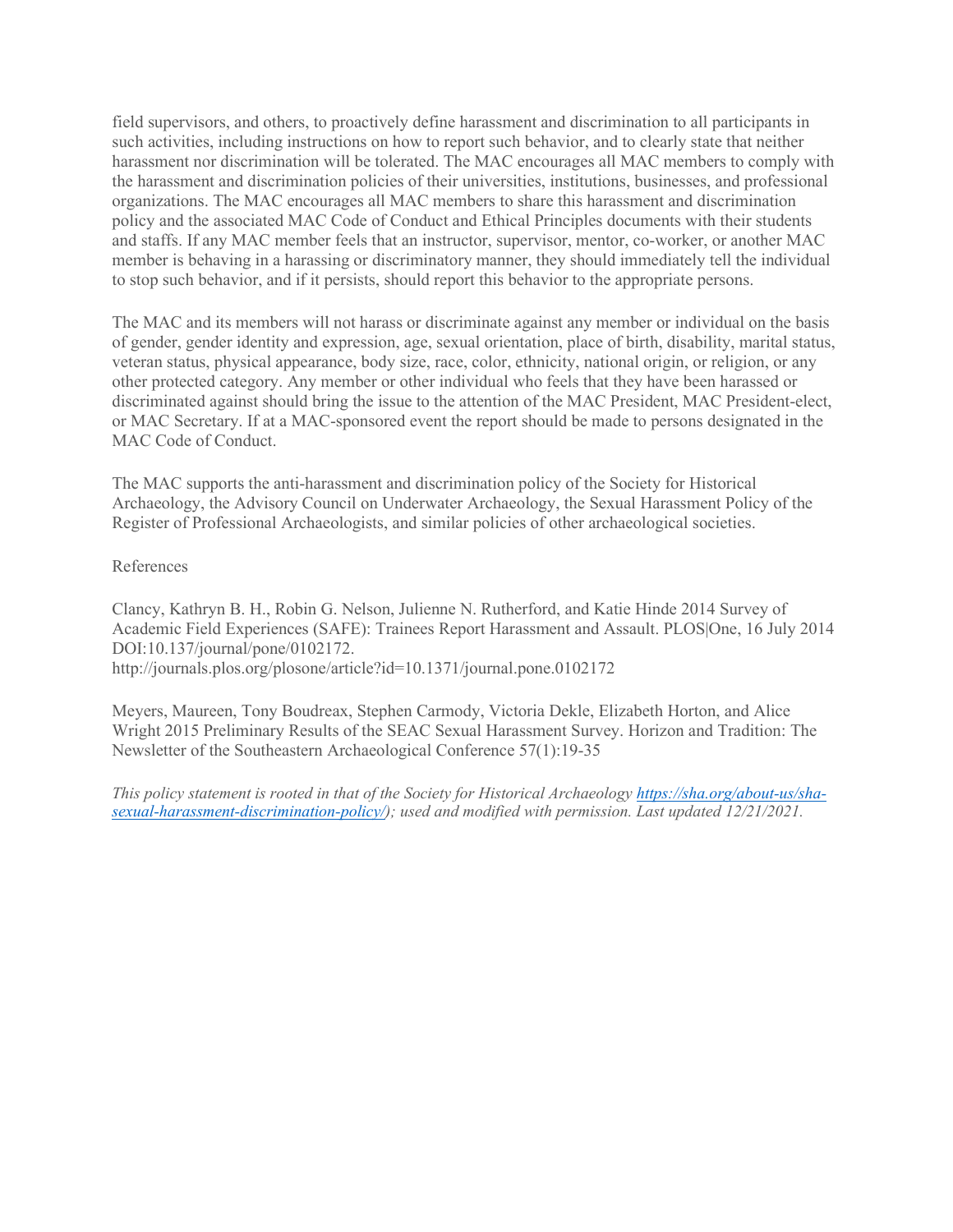field supervisors, and others, to proactively define harassment and discrimination to all participants in such activities, including instructions on how to report such behavior, and to clearly state that neither harassment nor discrimination will be tolerated. The MAC encourages all MAC members to comply with the harassment and discrimination policies of their universities, institutions, businesses, and professional organizations. The MAC encourages all MAC members to share this harassment and discrimination policy and the associated MAC Code of Conduct and Ethical Principles documents with their students and staffs. If any MAC member feels that an instructor, supervisor, mentor, co-worker, or another MAC member is behaving in a harassing or discriminatory manner, they should immediately tell the individual to stop such behavior, and if it persists, should report this behavior to the appropriate persons.

The MAC and its members will not harass or discriminate against any member or individual on the basis of gender, gender identity and expression, age, sexual orientation, place of birth, disability, marital status, veteran status, physical appearance, body size, race, color, ethnicity, national origin, or religion, or any other protected category. Any member or other individual who feels that they have been harassed or discriminated against should bring the issue to the attention of the MAC President, MAC President-elect, or MAC Secretary. If at a MAC-sponsored event the report should be made to persons designated in the MAC Code of Conduct.

The MAC supports the anti-harassment and discrimination policy of the Society for Historical Archaeology, the Advisory Council on Underwater Archaeology, the Sexual Harassment Policy of the Register of Professional Archaeologists, and similar policies of other archaeological societies.

References

Clancy, Kathryn B. H., Robin G. Nelson, Julienne N. Rutherford, and Katie Hinde 2014 Survey of Academic Field Experiences (SAFE): Trainees Report Harassment and Assault. PLOS|One, 16 July 2014 DOI:10.137/journal/pone/0102172. http://journals.plos.org/plosone/article?id=10.1371/journal.pone.0102172

Meyers, Maureen, Tony Boudreax, Stephen Carmody, Victoria Dekle, Elizabeth Horton, and Alice Wright 2015 Preliminary Results of the SEAC Sexual Harassment Survey. Horizon and Tradition: The Newsletter of the Southeastern Archaeological Conference 57(1):19-35

*This policy statement is rooted in that of the Society for Historical Archaeology [https://sha.org/about-us/sha-sexual-harassment-discrimination-policy/](https://sha.org/about-us/sha-sexual-harassment-discrimination-policy/)); used and modified with permission. Last updated 12/21/2021.*